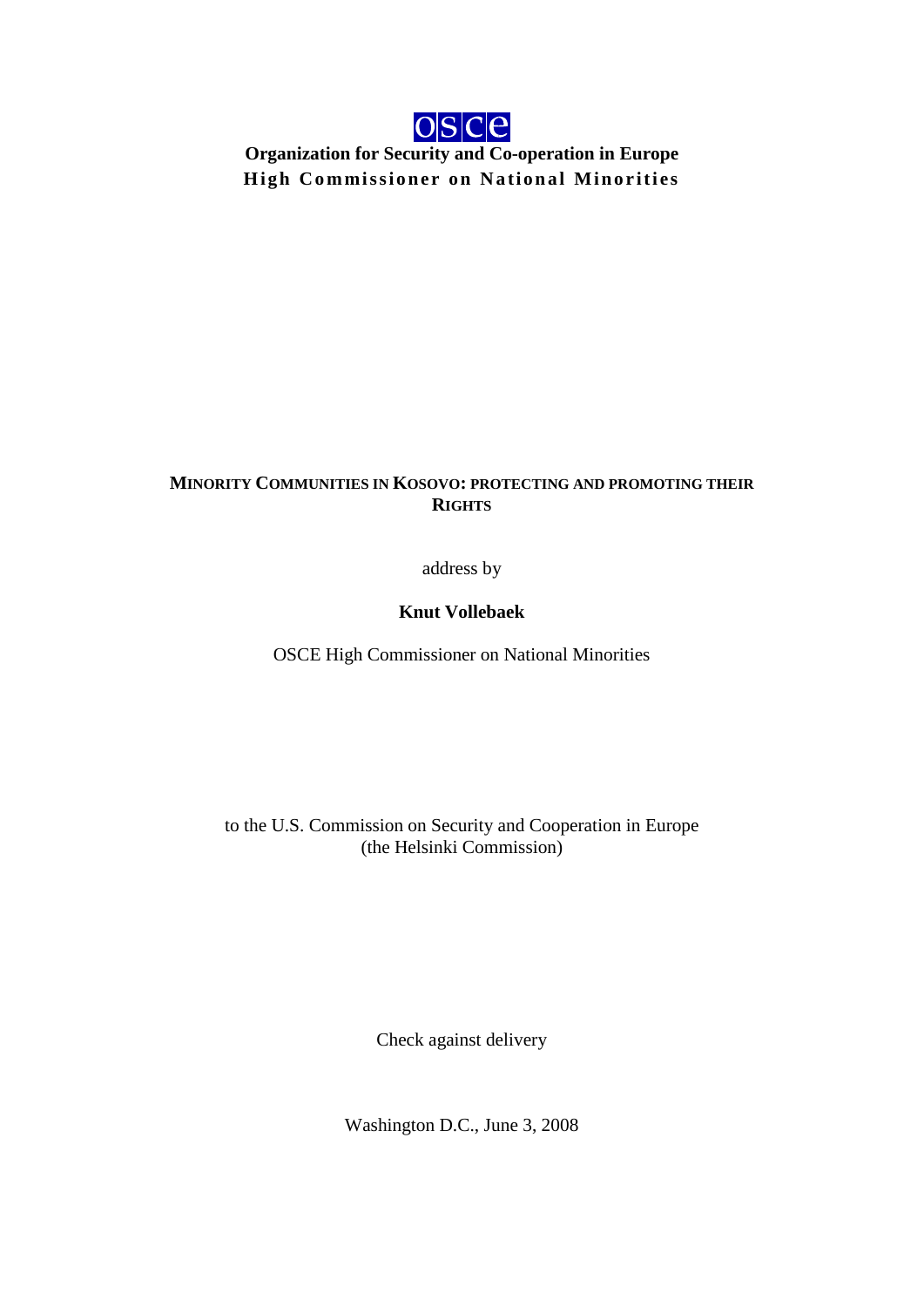OSCE

**Organization for Security and Co-operation in Europe**

**High Commissioner on National Minorities**

# MINORITY COMMUNITIES IN KOSOVO: PROTECTING AND PROMOTING THEIR RIGHTS

address by

**Knut Vollebaek**

OSCE High Commissioner on National Minorities

to the U.S. Commission on Security and Cooperation in Europe
(the Helsinki Commission)

Check against delivery

Washington D.C., June 3, 2008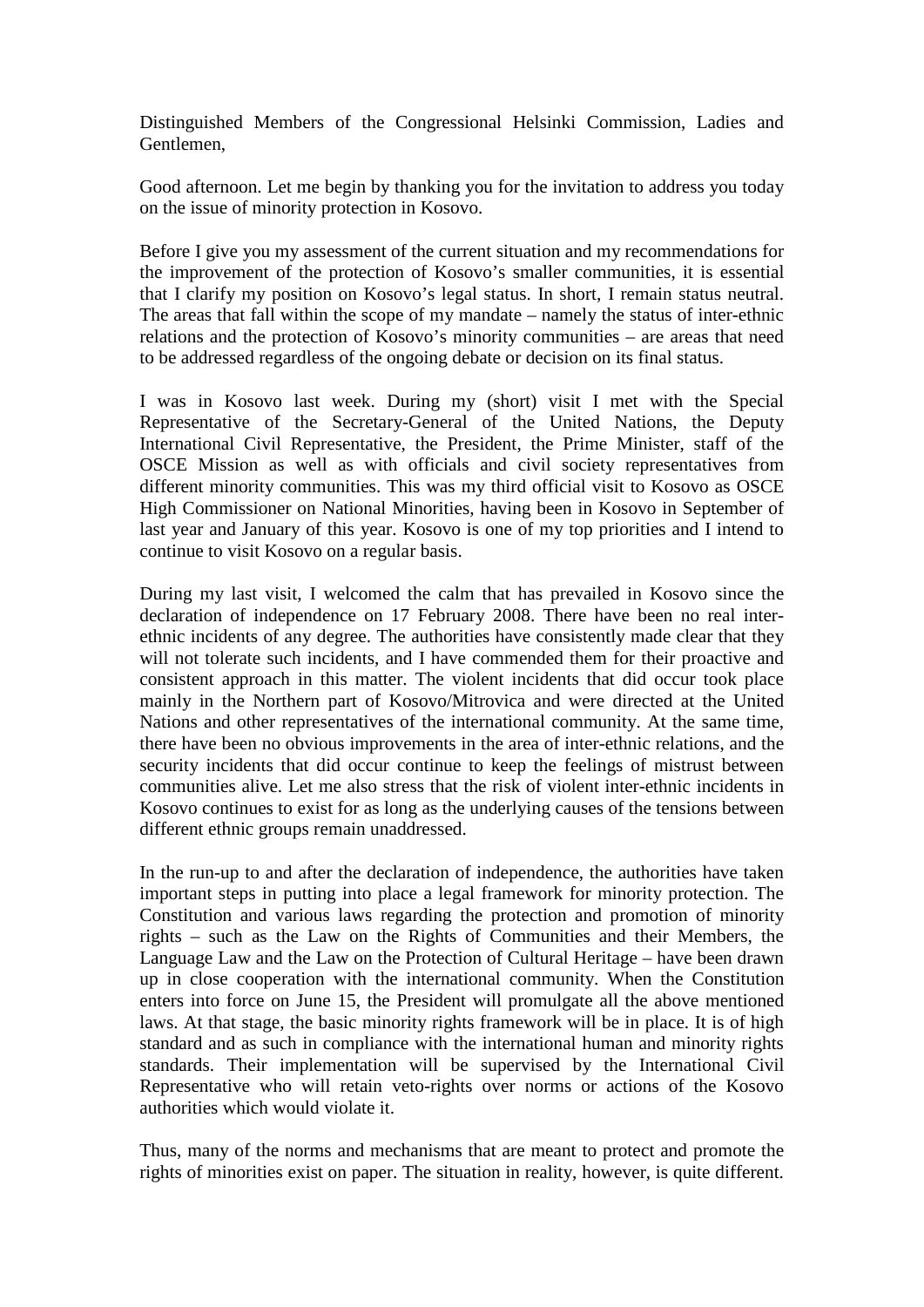Distinguished Members of the Congressional Helsinki Commission, Ladies and Gentlemen,

Good afternoon. Let me begin by thanking you for the invitation to address you today on the issue of minority protection in Kosovo.

Before I give you my assessment of the current situation and my recommendations for the improvement of the protection of Kosovo's smaller communities, it is essential that I clarify my position on Kosovo's legal status. In short, I remain status neutral. The areas that fall within the scope of my mandate – namely the status of inter-ethnic relations and the protection of Kosovo's minority communities – are areas that need to be addressed regardless of the ongoing debate or decision on its final status.

I was in Kosovo last week. During my (short) visit I met with the Special Representative of the Secretary-General of the United Nations, the Deputy International Civil Representative, the President, the Prime Minister, staff of the OSCE Mission as well as with officials and civil society representatives from different minority communities. This was my third official visit to Kosovo as OSCE High Commissioner on National Minorities, having been in Kosovo in September of last year and January of this year. Kosovo is one of my top priorities and I intend to continue to visit Kosovo on a regular basis.

During my last visit, I welcomed the calm that has prevailed in Kosovo since the declaration of independence on 17 February 2008. There have been no real inter-ethnic incidents of any degree. The authorities have consistently made clear that they will not tolerate such incidents, and I have commended them for their proactive and consistent approach in this matter. The violent incidents that did occur took place mainly in the Northern part of Kosovo/Mitrovica and were directed at the United Nations and other representatives of the international community. At the same time, there have been no obvious improvements in the area of inter-ethnic relations, and the security incidents that did occur continue to keep the feelings of mistrust between communities alive. Let me also stress that the risk of violent inter-ethnic incidents in Kosovo continues to exist for as long as the underlying causes of the tensions between different ethnic groups remain unaddressed.

In the run-up to and after the declaration of independence, the authorities have taken important steps in putting into place a legal framework for minority protection. The Constitution and various laws regarding the protection and promotion of minority rights – such as the Law on the Rights of Communities and their Members, the Language Law and the Law on the Protection of Cultural Heritage – have been drawn up in close cooperation with the international community. When the Constitution enters into force on June 15, the President will promulgate all the above mentioned laws. At that stage, the basic minority rights framework will be in place. It is of high standard and as such in compliance with the international human and minority rights standards. Their implementation will be supervised by the International Civil Representative who will retain veto-rights over norms or actions of the Kosovo authorities which would violate it.

Thus, many of the norms and mechanisms that are meant to protect and promote the rights of minorities exist on paper. The situation in reality, however, is quite different.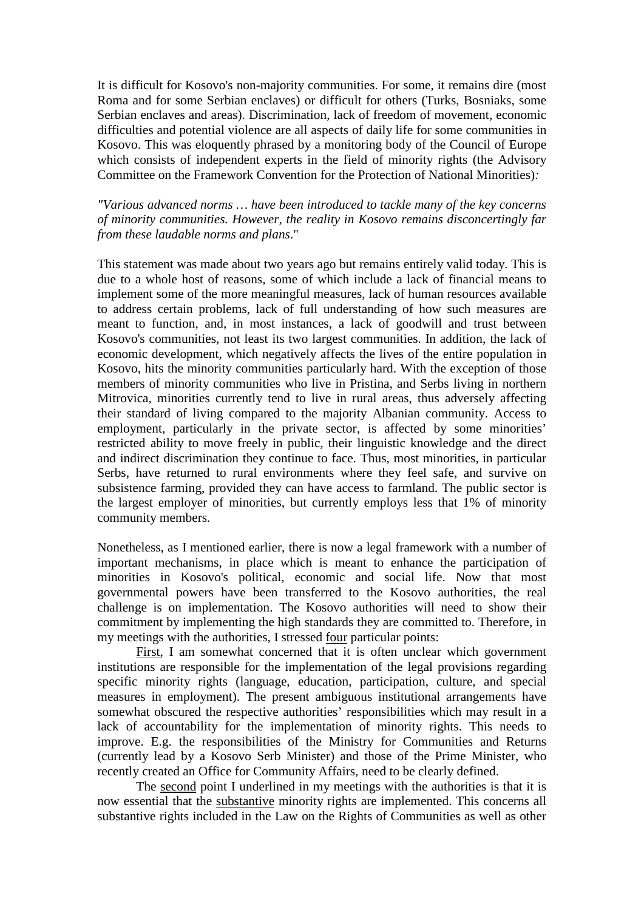It is difficult for Kosovo's non-majority communities. For some, it remains dire (most Roma and for some Serbian enclaves) or difficult for others (Turks, Bosniaks, some Serbian enclaves and areas). Discrimination, lack of freedom of movement, economic difficulties and potential violence are all aspects of daily life for some communities in Kosovo. This was eloquently phrased by a monitoring body of the Council of Europe which consists of independent experts in the field of minority rights (the Advisory Committee on the Framework Convention for the Protection of National Minorities):

*"Various advanced norms … have been introduced to tackle many of the key concerns of minority communities. However, the reality in Kosovo remains disconcertingly far from these laudable norms and plans*."

This statement was made about two years ago but remains entirely valid today. This is due to a whole host of reasons, some of which include a lack of financial means to implement some of the more meaningful measures, lack of human resources available to address certain problems, lack of full understanding of how such measures are meant to function, and, in most instances, a lack of goodwill and trust between Kosovo's communities, not least its two largest communities. In addition, the lack of economic development, which negatively affects the lives of the entire population in Kosovo, hits the minority communities particularly hard. With the exception of those members of minority communities who live in Pristina, and Serbs living in northern Mitrovica, minorities currently tend to live in rural areas, thus adversely affecting their standard of living compared to the majority Albanian community. Access to employment, particularly in the private sector, is affected by some minorities' restricted ability to move freely in public, their linguistic knowledge and the direct and indirect discrimination they continue to face. Thus, most minorities, in particular Serbs, have returned to rural environments where they feel safe, and survive on subsistence farming, provided they can have access to farmland. The public sector is the largest employer of minorities, but currently employs less that 1% of minority community members.

Nonetheless, as I mentioned earlier, there is now a legal framework with a number of important mechanisms, in place which is meant to enhance the participation of minorities in Kosovo's political, economic and social life. Now that most governmental powers have been transferred to the Kosovo authorities, the real challenge is on implementation. The Kosovo authorities will need to show their commitment by implementing the high standards they are committed to. Therefore, in my meetings with the authorities, I stressed <u>four</u> particular points:

<u>First</u>, I am somewhat concerned that it is often unclear which government institutions are responsible for the implementation of the legal provisions regarding specific minority rights (language, education, participation, culture, and special measures in employment). The present ambiguous institutional arrangements have somewhat obscured the respective authorities' responsibilities which may result in a lack of accountability for the implementation of minority rights. This needs to improve. E.g. the responsibilities of the Ministry for Communities and Returns (currently lead by a Kosovo Serb Minister) and those of the Prime Minister, who recently created an Office for Community Affairs, need to be clearly defined.

The <u>second</u> point I underlined in my meetings with the authorities is that it is now essential that the <u>substantive</u> minority rights are implemented. This concerns all substantive rights included in the Law on the Rights of Communities as well as other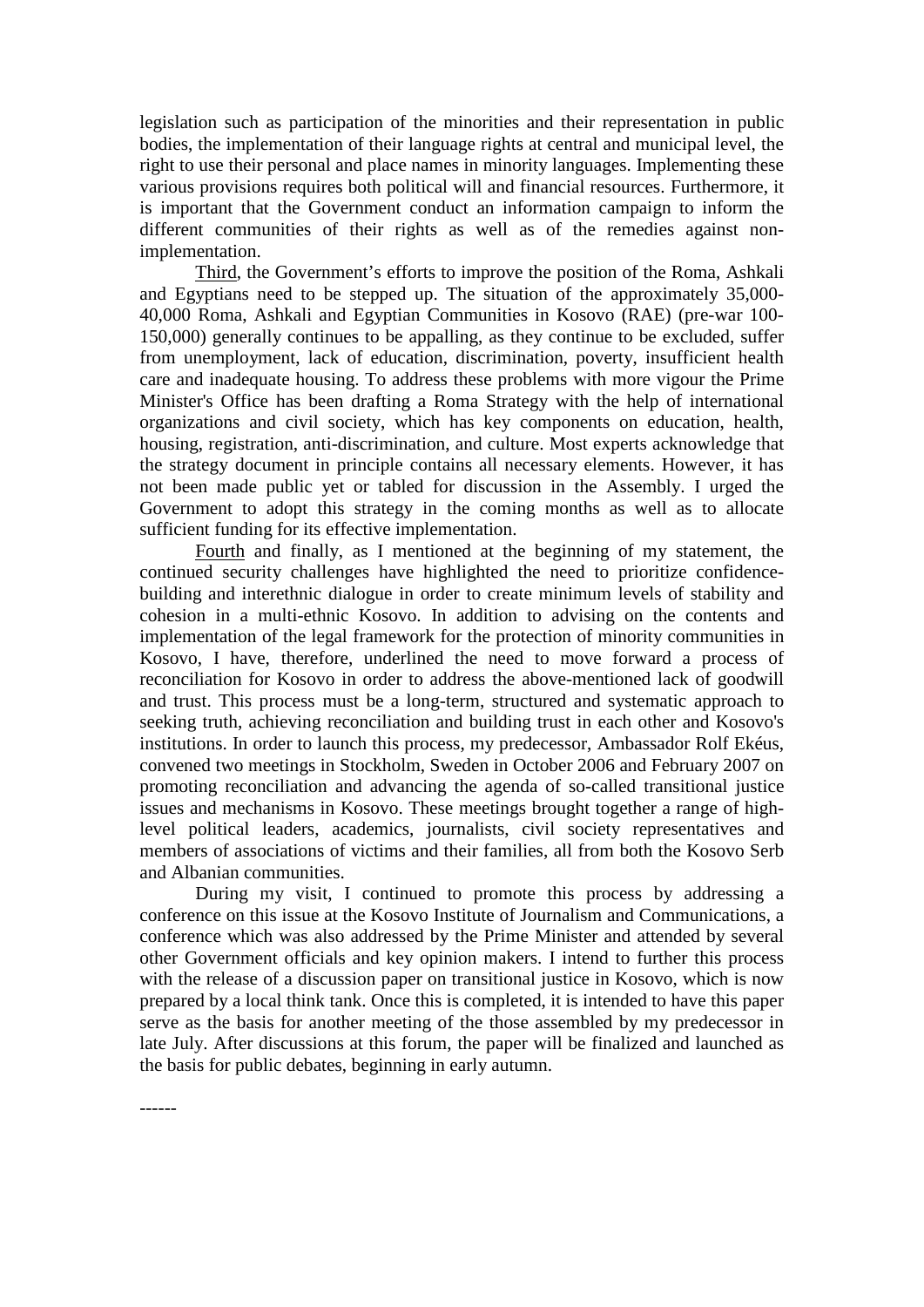legislation such as participation of the minorities and their representation in public bodies, the implementation of their language rights at central and municipal level, the right to use their personal and place names in minority languages. Implementing these various provisions requires both political will and financial resources. Furthermore, it is important that the Government conduct an information campaign to inform the different communities of their rights as well as of the remedies against non-implementation.

Third, the Government's efforts to improve the position of the Roma, Ashkali and Egyptians need to be stepped up. The situation of the approximately 35,000-40,000 Roma, Ashkali and Egyptian Communities in Kosovo (RAE) (pre-war 100-150,000) generally continues to be appalling, as they continue to be excluded, suffer from unemployment, lack of education, discrimination, poverty, insufficient health care and inadequate housing. To address these problems with more vigour the Prime Minister's Office has been drafting a Roma Strategy with the help of international organizations and civil society, which has key components on education, health, housing, registration, anti-discrimination, and culture. Most experts acknowledge that the strategy document in principle contains all necessary elements. However, it has not been made public yet or tabled for discussion in the Assembly. I urged the Government to adopt this strategy in the coming months as well as to allocate sufficient funding for its effective implementation.

Fourth and finally, as I mentioned at the beginning of my statement, the continued security challenges have highlighted the need to prioritize confidence-building and interethnic dialogue in order to create minimum levels of stability and cohesion in a multi-ethnic Kosovo. In addition to advising on the contents and implementation of the legal framework for the protection of minority communities in Kosovo, I have, therefore, underlined the need to move forward a process of reconciliation for Kosovo in order to address the above-mentioned lack of goodwill and trust. This process must be a long-term, structured and systematic approach to seeking truth, achieving reconciliation and building trust in each other and Kosovo's institutions. In order to launch this process, my predecessor, Ambassador Rolf Ekéus, convened two meetings in Stockholm, Sweden in October 2006 and February 2007 on promoting reconciliation and advancing the agenda of so-called transitional justice issues and mechanisms in Kosovo. These meetings brought together a range of high-level political leaders, academics, journalists, civil society representatives and members of associations of victims and their families, all from both the Kosovo Serb and Albanian communities.

During my visit, I continued to promote this process by addressing a conference on this issue at the Kosovo Institute of Journalism and Communications, a conference which was also addressed by the Prime Minister and attended by several other Government officials and key opinion makers. I intend to further this process with the release of a discussion paper on transitional justice in Kosovo, which is now prepared by a local think tank. Once this is completed, it is intended to have this paper serve as the basis for another meeting of the those assembled by my predecessor in late July. After discussions at this forum, the paper will be finalized and launched as the basis for public debates, beginning in early autumn.

------